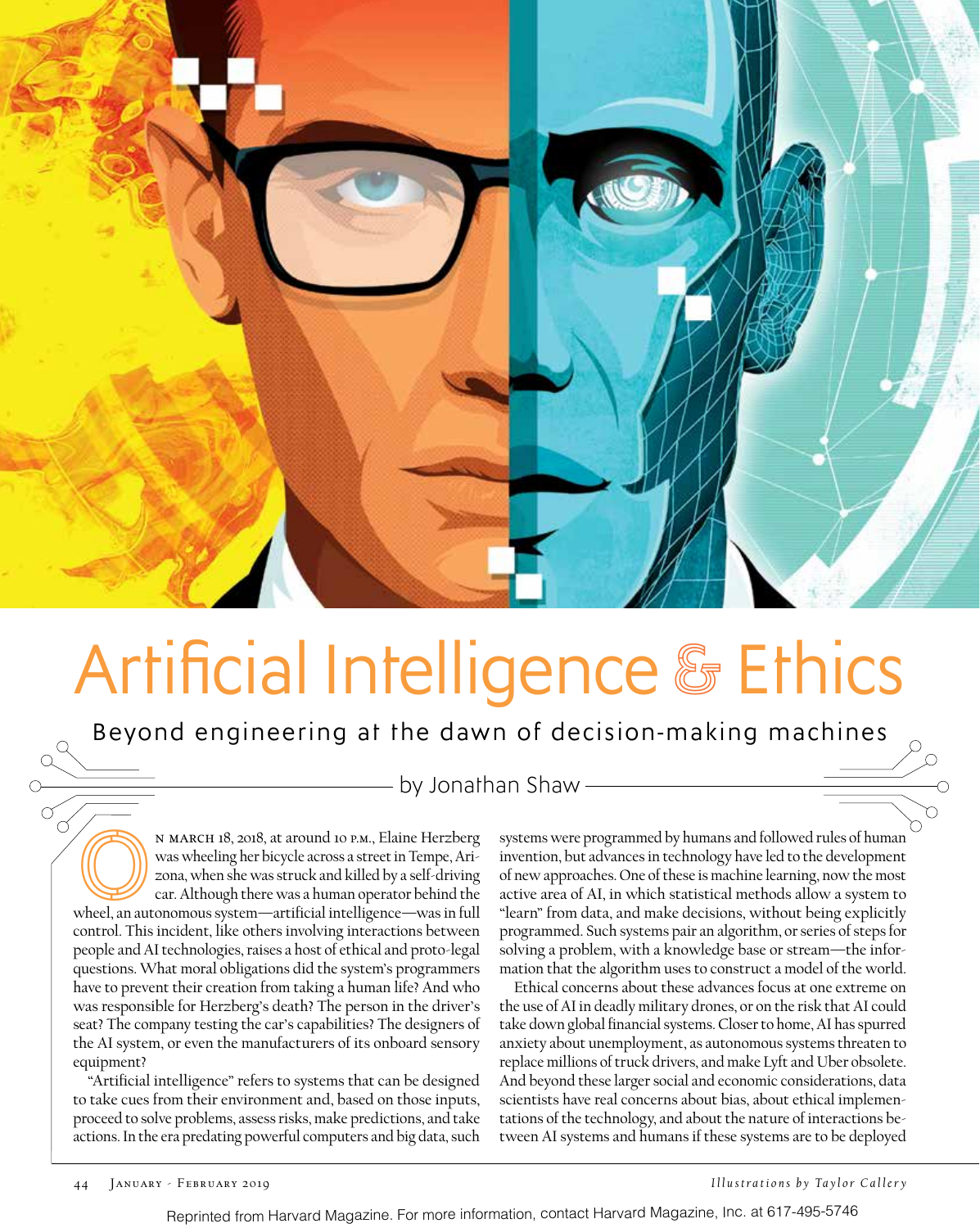# Artificial Intelligence & Ethics

## Beyond engineering at the dawn of decision-making machines

by Jonathan Shaw

On March 18, 2018, at around 10 p.m., Elaine Herzberg was wheeling her bicycle across a street in Tempe, Arizona, when she was struck and killed by a self-driving car. Although there was a human operator behind the wheel, an autonomous system—artificial intelligence—was in full control. This incident, like others involving interactions between people and AI technologies, raises a host of ethical and proto-legal questions. What moral obligations did the system's programmers have to prevent their creation from taking a human life? And who was responsible for Herzberg's death? The person in the driver's seat? The company testing the car's capabilities? The designers of the AI system, or even the manufacturers of its onboard sensory equipment?

"Artificial intelligence" refers to systems that can be designed to take cues from their environment and, based on those inputs, proceed to solve problems, assess risks, make predictions, and take actions. In the era predating powerful computers and big data, such systems were programmed by humans and followed rules of human invention, but advances in technology have led to the development of new approaches. One of these is machine learning, now the most active area of AI, in which statistical methods allow a system to "learn" from data, and make decisions, without being explicitly programmed. Such systems pair an algorithm, or series of steps for solving a problem, with a knowledge base or stream—the information that the algorithm uses to construct a model of the world.

Ethical concerns about these advances focus at one extreme on the use of AI in deadly military drones, or on the risk that AI could take down global financial systems. Closer to home, AI has spurred anxiety about unemployment, as autonomous systems threaten to replace millions of truck drivers, and make Lyft and Uber obsolete. And beyond these larger social and economic considerations, data scientists have real concerns about bias, about ethical implementations of the technology, and about the nature of interactions between AI systems and humans if these systems are to be deployed

*Illustrations by Taylor Callery*

Reprinted from Harvard Magazine. For more information, contact Harvard Magazine, Inc. at 617-495-5746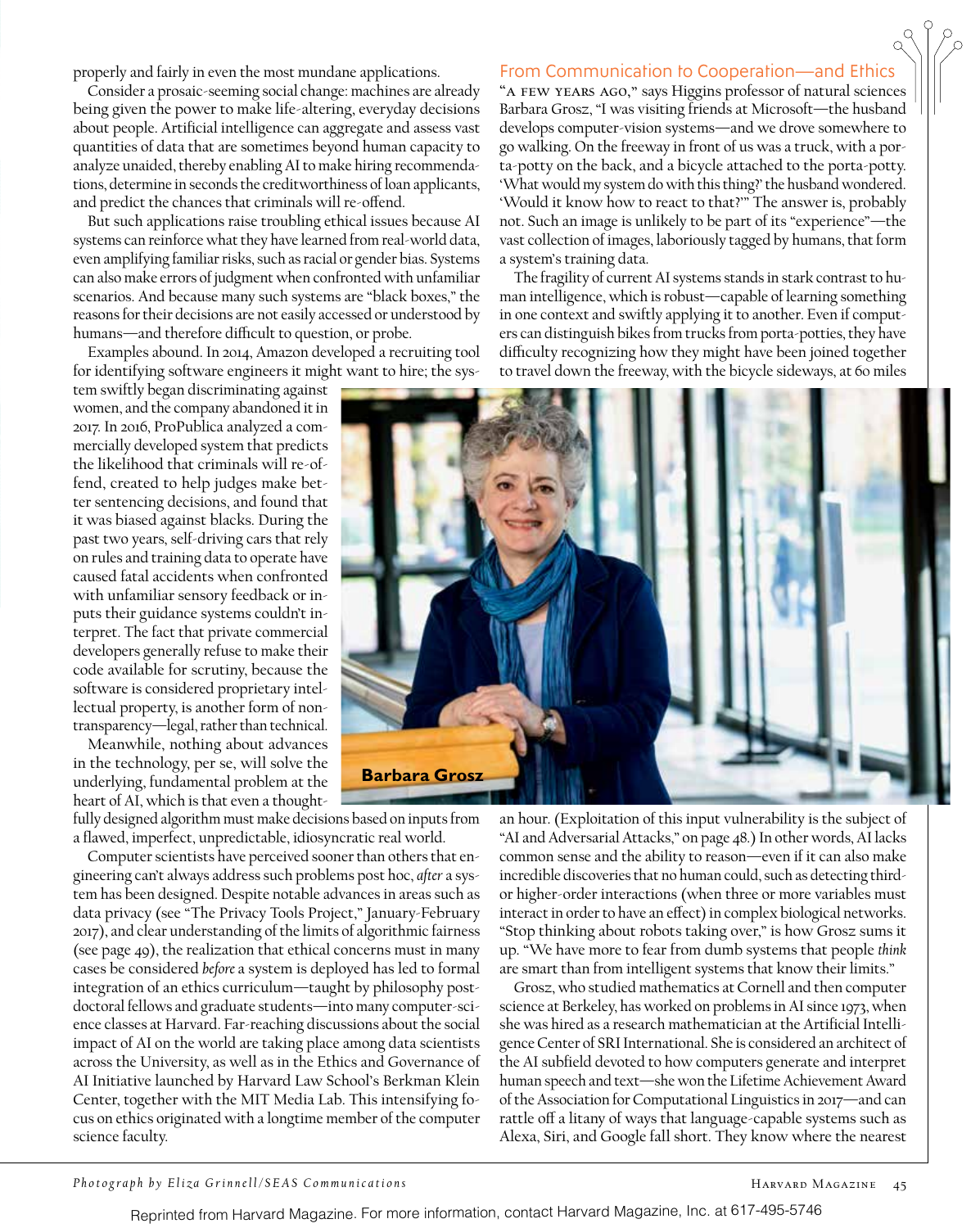properly and fairly in even the most mundane applications.

Consider a prosaic-seeming social change: machines are already being given the power to make life-altering, everyday decisions about people. Artificial intelligence can aggregate and assess vast quantities of data that are sometimes beyond human capacity to analyze unaided, thereby enabling AI to make hiring recommendations, determine in seconds the creditworthiness of loan applicants, and predict the chances that criminals will re-offend.

But such applications raise troubling ethical issues because AI systems can reinforce what they have learned from real-world data, even amplifying familiar risks, such as racial or gender bias. Systems can also make errors of judgment when confronted with unfamiliar scenarios. And because many such systems are "black boxes," the reasons for their decisions are not easily accessed or understood by humans—and therefore difficult to question, or probe.

Examples abound. In 2014, Amazon developed a recruiting tool for identifying software engineers it might want to hire; the system swiftly began discriminating against women, and the company abandoned it in 2017. In 2016, ProPublica analyzed a commercially developed system that predicts the likelihood that criminals will re-offend, created to help judges make better sentencing decisions, and found that it was biased against blacks. During the past two years, self-driving cars that rely on rules and training data to operate have caused fatal accidents when confronted with unfamiliar sensory feedback or inputs their guidance systems couldn't interpret. The fact that private commercial developers generally refuse to make their code available for scrutiny, because the software is considered proprietary intellectual property, is another form of non-transparency—legal, rather than technical.

Meanwhile, nothing about advances in the technology, per se, will solve the underlying, fundamental problem at the heart of AI, which is that even a thoughtfully designed algorithm must make decisions based on inputs from a flawed, imperfect, unpredictable, idiosyncratic real world.

Computer scientists have perceived sooner than others that engineering can't always address such problems post hoc, *after* a system has been designed. Despite notable advances in areas such as data privacy (see "The Privacy Tools Project," January-February 2017), and clear understanding of the limits of algorithmic fairness (see page 49), the realization that ethical concerns must in many cases be considered *before* a system is deployed has led to formal integration of an ethics curriculum—taught by philosophy postdoctoral fellows and graduate students—into many computer-science classes at Harvard. Far-reaching discussions about the social impact of AI on the world are taking place among data scientists across the University, as well as in the Ethics and Governance of AI Initiative launched by Harvard Law School's Berkman Klein Center, together with the MIT Media Lab. This intensifying focus on ethics originated with a longtime member of the computer science faculty.

## From Communication to Cooperation—and Ethics

"A few years ago," says Higgins professor of natural sciences Barbara Grosz, "I was visiting friends at Microsoft—the husband develops computer-vision systems—and we drove somewhere to go walking. On the freeway in front of us was a truck, with a porta-potty on the back, and a bicycle attached to the porta-potty. 'What would my system do with this thing?' the husband wondered. 'Would it know how to react to that?'" The answer is, probably not. Such an image is unlikely to be part of its "experience"—the vast collection of images, laboriously tagged by humans, that form a system's training data.

The fragility of current AI systems stands in stark contrast to human intelligence, which is robust—capable of learning something in one context and swiftly applying it to another. Even if computers can distinguish bikes from trucks from porta-potties, they have difficulty recognizing how they might have been joined together to travel down the freeway, with the bicycle sideways, at 60 miles an hour. (Exploitation of this input vulnerability is the subject of "AI and Adversarial Attacks," on page 48.) In other words, AI lacks common sense and the ability to reason—even if it can also make incredible discoveries that no human could, such as detecting third- or higher-order interactions (when three or more variables must interact in order to have an effect) in complex biological networks. "Stop thinking about robots taking over," is how Grosz sums it up. "We have more to fear from dumb systems that people *think* are smart than from intelligent systems that know their limits."

**Barbara Grosz**

Grosz, who studied mathematics at Cornell and then computer science at Berkeley, has worked on problems in AI since 1973, when she was hired as a research mathematician at the Artificial Intelligence Center of SRI International. She is considered an architect of the AI subfield devoted to how computers generate and interpret human speech and text—she won the Lifetime Achievement Award of the Association for Computational Linguistics in 2017—and can rattle off a litany of ways that language-capable systems such as Alexa, Siri, and Google fall short. They know where the nearest

*Photograph by Eliza Grinnell/SEAS Communications*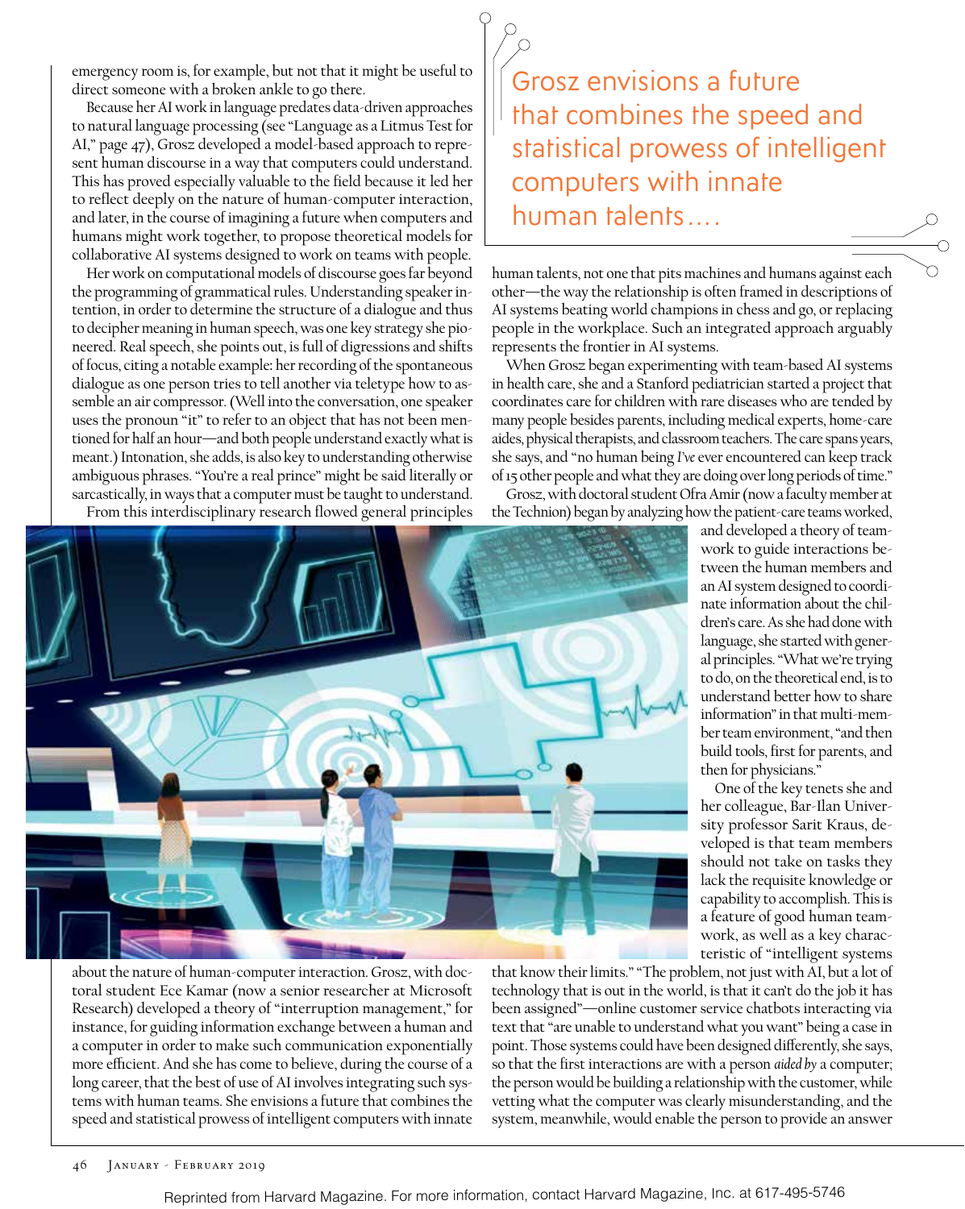emergency room is, for example, but not that it might be useful to direct someone with a broken ankle to go there.

Because her AI work in language predates data-driven approaches to natural language processing (see "Language as a Litmus Test for AI," page 47), Grosz developed a model-based approach to represent human discourse in a way that computers could understand. This has proved especially valuable to the field because it led her to reflect deeply on the nature of human-computer interaction, and later, in the course of imagining a future when computers and humans might work together, to propose theoretical models for collaborative AI systems designed to work on teams with people.

Her work on computational models of discourse goes far beyond the programming of grammatical rules. Understanding speaker intention, in order to determine the structure of a dialogue and thus to decipher meaning in human speech, was one key strategy she pioneered. Real speech, she points out, is full of digressions and shifts of focus, citing a notable example: her recording of the spontaneous dialogue as one person tries to tell another via teletype how to assemble an air compressor. (Well into the conversation, one speaker uses the pronoun "it" to refer to an object that has not been mentioned for half an hour—and both people understand exactly what is meant.) Intonation, she adds, is also key to understanding otherwise ambiguous phrases. "You're a real prince" might be said literally or sarcastically, in ways that a computer must be taught to understand.

From this interdisciplinary research flowed general principles about the nature of human-computer interaction. Grosz, with doctoral student Ece Kamar (now a senior researcher at Microsoft Research) developed a theory of "interruption management," for instance, for guiding information exchange between a human and a computer in order to make such communication exponentially more efficient. And she has come to believe, during the course of a long career, that the best of use of AI involves integrating such systems with human teams. She envisions a future that combines the speed and statistical prowess of intelligent computers with innate human talents, not one that pits machines and humans against each other—the way the relationship is often framed in descriptions of AI systems beating world champions in chess and go, or replacing people in the workplace. Such an integrated approach arguably represents the frontier in AI systems.

> Grosz envisions a future that combines the speed and statistical prowess of intelligent computers with innate human talents....

When Grosz began experimenting with team-based AI systems in health care, she and a Stanford pediatrician started a project that coordinates care for children with rare diseases who are tended by many people besides parents, including medical experts, home-care aides, physical therapists, and classroom teachers. The care spans years, she says, and "no human being *I've* ever encountered can keep track of 15 other people and what they are doing over long periods of time."

Grosz, with doctoral student Ofra Amir (now a faculty member at the Technion) began by analyzing how the patient-care teams worked, and developed a theory of teamwork to guide interactions between the human members and an AI system designed to coordinate information about the children's care. As she had done with language, she started with general principles. "What we're trying to do, on the theoretical end, is to understand better how to share information" in that multi-member team environment, "and then build tools, first for parents, and then for physicians."

One of the key tenets she and her colleague, Bar-Ilan University professor Sarit Kraus, developed is that team members should not take on tasks they lack the requisite knowledge or capability to accomplish. This is a feature of good human teamwork, as well as a key characteristic of "intelligent systems that know their limits." "The problem, not just with AI, but a lot of technology that is out in the world, is that it can't do the job it has been assigned"—online customer service chatbots interacting via text that "are unable to understand what you want" being a case in point. Those systems could have been designed differently, she says, so that the first interactions are with a person *aided by* a computer; the person would be building a relationship with the customer, while vetting what the computer was clearly misunderstanding, and the system, meanwhile, would enable the person to provide an answer

Reprinted from Harvard Magazine. For more information, contact Harvard Magazine, Inc. at 617-495-5746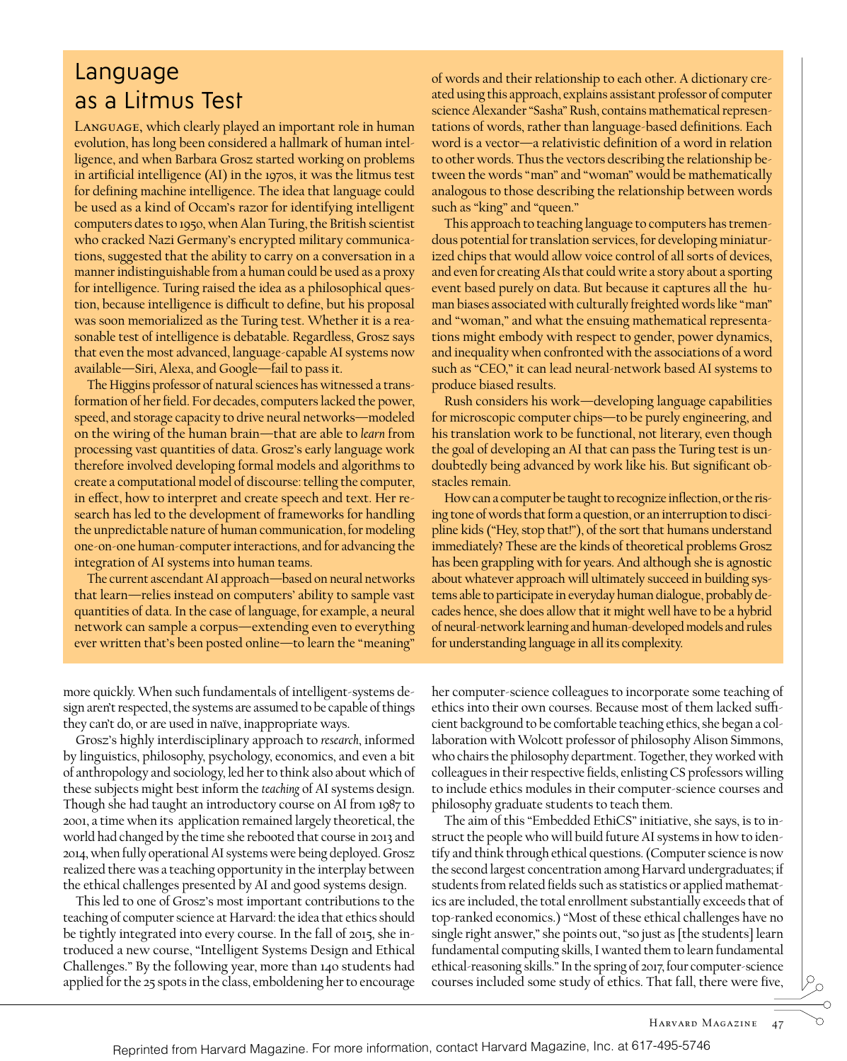## Language as a Litmus Test

Language, which clearly played an important role in human evolution, has long been considered a hallmark of human intelligence, and when Barbara Grosz started working on problems in artificial intelligence (AI) in the 1970s, it was the litmus test for defining machine intelligence. The idea that language could be used as a kind of Occam's razor for identifying intelligent computers dates to 1950, when Alan Turing, the British scientist who cracked Nazi Germany's encrypted military communications, suggested that the ability to carry on a conversation in a manner indistinguishable from a human could be used as a proxy for intelligence. Turing raised the idea as a philosophical question, because intelligence is difficult to define, but his proposal was soon memorialized as the Turing test. Whether it is a reasonable test of intelligence is debatable. Regardless, Grosz says that even the most advanced, language-capable AI systems now available—Siri, Alexa, and Google—fail to pass it.

The Higgins professor of natural sciences has witnessed a transformation of her field. For decades, computers lacked the power, speed, and storage capacity to drive neural networks—modeled on the wiring of the human brain—that are able to *learn* from processing vast quantities of data. Grosz's early language work therefore involved developing formal models and algorithms to create a computational model of discourse: telling the computer, in effect, how to interpret and create speech and text. Her research has led to the development of frameworks for handling the unpredictable nature of human communication, for modeling one-on-one human-computer interactions, and for advancing the integration of AI systems into human teams.

The current ascendant AI approach—based on neural networks that learn—relies instead on computers' ability to sample vast quantities of data. In the case of language, for example, a neural network can sample a corpus—extending even to everything ever written that's been posted online—to learn the "meaning" of words and their relationship to each other. A dictionary created using this approach, explains assistant professor of computer science Alexander "Sasha" Rush, contains mathematical representations of words, rather than language-based definitions. Each word is a vector—a relativistic definition of a word in relation to other words. Thus the vectors describing the relationship between the words "man" and "woman" would be mathematically analogous to those describing the relationship between words such as "king" and "queen."

This approach to teaching language to computers has tremendous potential for translation services, for developing miniaturized chips that would allow voice control of all sorts of devices, and even for creating AIs that could write a story about a sporting event based purely on data. But because it captures all the human biases associated with culturally freighted words like "man" and "woman," and what the ensuing mathematical representations might embody with respect to gender, power dynamics, and inequality when confronted with the associations of a word such as "CEO," it can lead neural-network based AI systems to produce biased results.

Rush considers his work—developing language capabilities for microscopic computer chips—to be purely engineering, and his translation work to be functional, not literary, even though the goal of developing an AI that can pass the Turing test is undoubtedly being advanced by work like his. But significant obstacles remain.

How can a computer be taught to recognize inflection, or the rising tone of words that form a question, or an interruption to discipline kids ("Hey, stop that!"), of the sort that humans understand immediately? These are the kinds of theoretical problems Grosz has been grappling with for years. And although she is agnostic about whatever approach will ultimately succeed in building systems able to participate in everyday human dialogue, probably decades hence, she does allow that it might well have to be a hybrid of neural-network learning and human-developed models and rules for understanding language in all its complexity.

---

more quickly. When such fundamentals of intelligent-systems design aren't respected, the systems are assumed to be capable of things they can't do, or are used in naïve, inappropriate ways.

Grosz's highly interdisciplinary approach to *research*, informed by linguistics, philosophy, psychology, economics, and even a bit of anthropology and sociology, led her to think also about which of these subjects might best inform the *teaching* of AI systems design. Though she had taught an introductory course on AI from 1987 to 2001, a time when its application remained largely theoretical, the world had changed by the time she rebooted that course in 2013 and 2014, when fully operational AI systems were being deployed. Grosz realized there was a teaching opportunity in the interplay between the ethical challenges presented by AI and good systems design.

This led to one of Grosz's most important contributions to the teaching of computer science at Harvard: the idea that ethics should be tightly integrated into every course. In the fall of 2015, she introduced a new course, "Intelligent Systems Design and Ethical Challenges." By the following year, more than 140 students had applied for the 25 spots in the class, emboldening her to encourage her computer-science colleagues to incorporate some teaching of ethics into their own courses. Because most of them lacked sufficient background to be comfortable teaching ethics, she began a collaboration with Wolcott professor of philosophy Alison Simmons, who chairs the philosophy department. Together, they worked with colleagues in their respective fields, enlisting CS professors willing to include ethics modules in their computer-science courses and philosophy graduate students to teach them.

The aim of this "Embedded EthiCS" initiative, she says, is to instruct the people who will build future AI systems in how to identify and think through ethical questions. (Computer science is now the second largest concentration among Harvard undergraduates; if students from related fields such as statistics or applied mathematics are included, the total enrollment substantially exceeds that of top-ranked economics.) "Most of these ethical challenges have no single right answer," she points out, "so just as [the students] learn fundamental computing skills, I wanted them to learn fundamental ethical-reasoning skills." In the spring of 2017, four computer-science courses included some study of ethics. That fall, there were five,

Reprinted from Harvard Magazine. For more information, contact Harvard Magazine, Inc. at 617-495-5746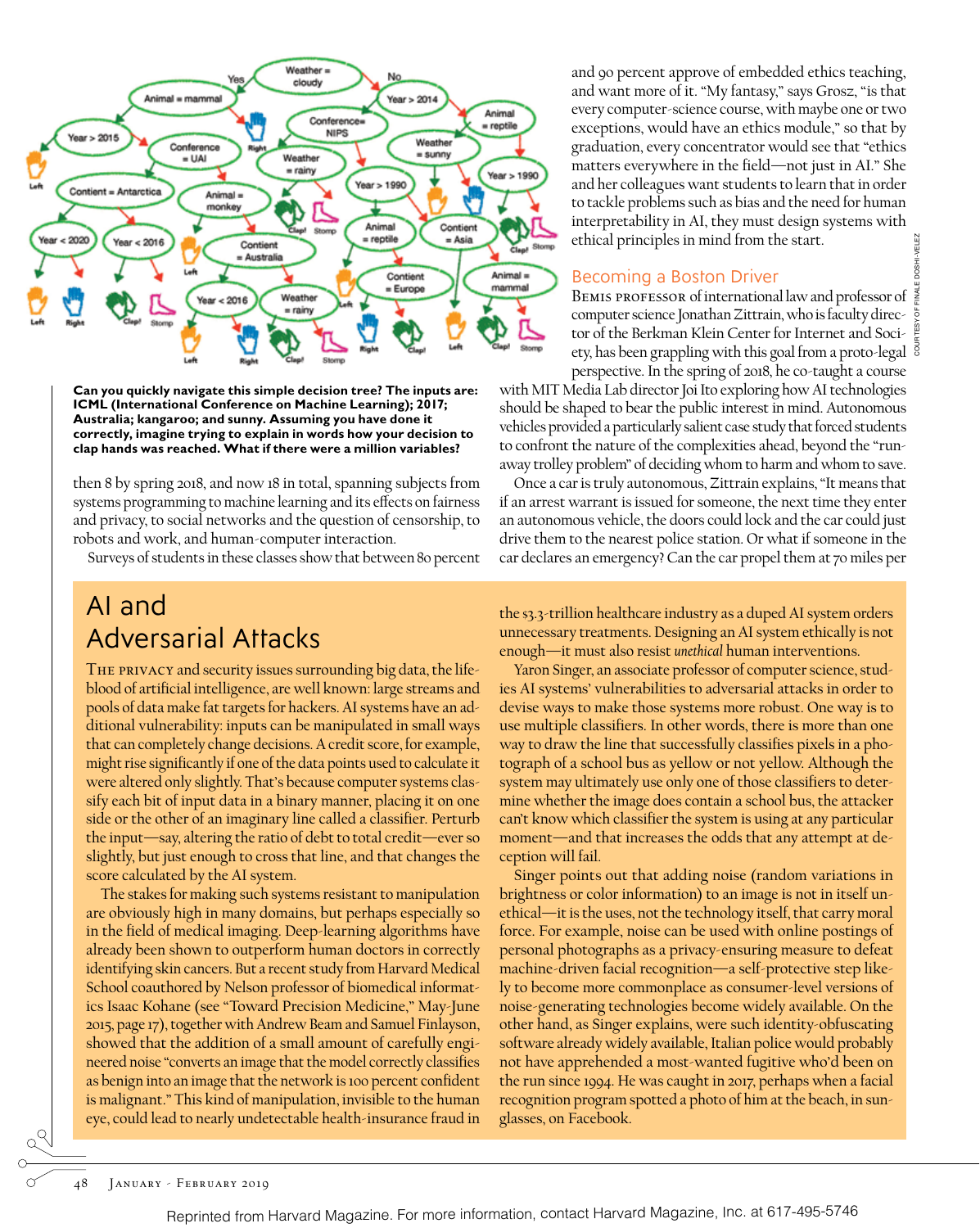Can you quickly navigate this simple decision tree? The inputs are: ICML (International Conference on Machine Learning); 2017; Australia; kangaroo; and sunny. Assuming you have done it correctly, imagine trying to explain in words how your decision to clap hands was reached. What if there were a million variables?

then 8 by spring 2018, and now 18 in total, spanning subjects from systems programming to machine learning and its effects on fairness and privacy, to social networks and the question of censorship, to robots and work, and human-computer interaction.

Surveys of students in these classes show that between 80 percent and 90 percent approve of embedded ethics teaching, and want more of it. "My fantasy," says Grosz, "is that every computer-science course, with maybe one or two exceptions, would have an ethics module," so that by graduation, every concentrator would see that "ethics matters everywhere in the field—not just in AI." She and her colleagues want students to learn that in order to tackle problems such as bias and the need for human interpretability in AI, they must design systems with ethical principles in mind from the start.

## Becoming a Boston Driver

Bemis professor of international law and professor of computer science Jonathan Zittrain, who is faculty director of the Berkman Klein Center for Internet and Society, has been grappling with this goal from a proto-legal perspective. In the spring of 2018, he co-taught a course with MIT Media Lab director Joi Ito exploring how AI technologies should be shaped to bear the public interest in mind. Autonomous vehicles provided a particularly salient case study that forced students to confront the nature of the complexities ahead, beyond the "runaway trolley problem" of deciding whom to harm and whom to save.

Once a car is truly autonomous, Zittrain explains, "It means that if an arrest warrant is issued for someone, the next time they enter an autonomous vehicle, the doors could lock and the car could just drive them to the nearest police station. Or what if someone in the car declares an emergency? Can the car propel them at 70 miles per

## AI and Adversarial Attacks

The privacy and security issues surrounding big data, the lifeblood of artificial intelligence, are well known: large streams and pools of data make fat targets for hackers. AI systems have an additional vulnerability: inputs can be manipulated in small ways that can completely change decisions. A credit score, for example, might rise significantly if one of the data points used to calculate it were altered only slightly. That's because computer systems classify each bit of input data in a binary manner, placing it on one side or the other of an imaginary line called a classifier. Perturb the input—say, altering the ratio of debt to total credit—ever so slightly, but just enough to cross that line, and that changes the score calculated by the AI system.

The stakes for making such systems resistant to manipulation are obviously high in many domains, but perhaps especially so in the field of medical imaging. Deep-learning algorithms have already been shown to outperform human doctors in correctly identifying skin cancers. But a recent study from Harvard Medical School coauthored by Nelson professor of biomedical informatics Isaac Kohane (see "Toward Precision Medicine," May-June 2015, page 17), together with Andrew Beam and Samuel Finlayson, showed that the addition of a small amount of carefully engineered noise "converts an image that the model correctly classifies as benign into an image that the network is 100 percent confident is malignant." This kind of manipulation, invisible to the human eye, could lead to nearly undetectable health-insurance fraud in the $3.3-trillion healthcare industry as a duped AI system orders unnecessary treatments. Designing an AI system ethically is not enough—it must also resist *unethical* human interventions.

Yaron Singer, an associate professor of computer science, studies AI systems' vulnerabilities to adversarial attacks in order to devise ways to make those systems more robust. One way is to use multiple classifiers. In other words, there is more than one way to draw the line that successfully classifies pixels in a photograph of a school bus as yellow or not yellow. Although the system may ultimately use only one of those classifiers to determine whether the image does contain a school bus, the attacker can't know which classifier the system is using at any particular moment—and that increases the odds that any attempt at deception will fail.

Singer points out that adding noise (random variations in brightness or color information) to an image is not in itself unethical—it is the uses, not the technology itself, that carry moral force. For example, noise can be used with online postings of personal photographs as a privacy-ensuring measure to defeat machine-driven facial recognition—a self-protective step likely to become more commonplace as consumer-level versions of noise-generating technologies become widely available. On the other hand, as Singer explains, were such identity-obfuscating software already widely available, Italian police would probably not have apprehended a most-wanted fugitive who'd been on the run since 1994. He was caught in 2017, perhaps when a facial recognition program spotted a photo of him at the beach, in sunglasses, on Facebook.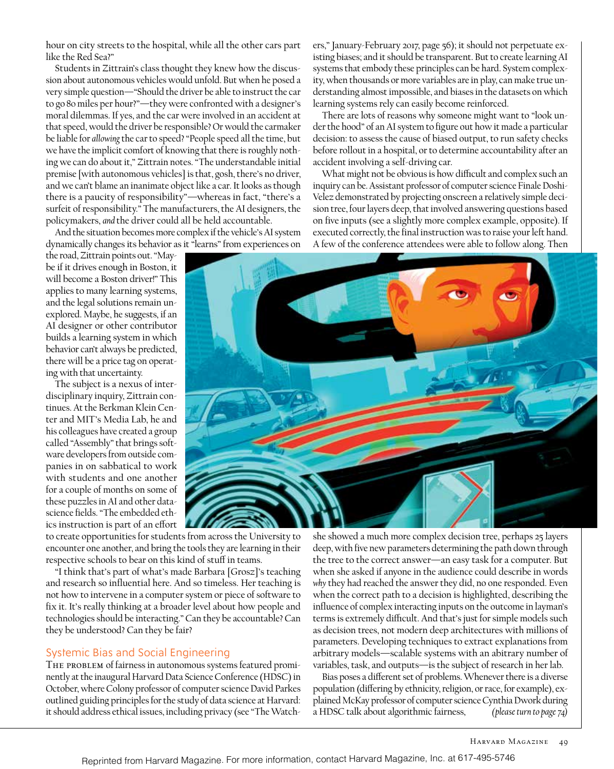hour on city streets to the hospital, while all the other cars part like the Red Sea?"

Students in Zittrain's class thought they knew how the discussion about autonomous vehicles would unfold. But when he posed a very simple question—"Should the driver be able to instruct the car to go 80 miles per hour?"—they were confronted with a designer's moral dilemmas. If yes, and the car were involved in an accident at that speed, would the driver be responsible? Or would the carmaker be liable for *allowing* the car to speed? "People speed all the time, but we have the implicit comfort of knowing that there is roughly nothing we can do about it," Zittrain notes. "The understandable initial premise [with autonomous vehicles] is that, gosh, there's no driver, and we can't blame an inanimate object like a car. It looks as though there is a paucity of responsibility"—whereas in fact, "there's a surfeit of responsibility." The manufacturers, the AI designers, the policymakers, *and* the driver could all be held accountable.

And the situation becomes more complex if the vehicle's AI system dynamically changes its behavior as it "learns" from experiences on the road, Zittrain points out. "Maybe if it drives enough in Boston, it will become a Boston driver!" This applies to many learning systems, and the legal solutions remain unexplored. Maybe, he suggests, if an AI designer or other contributor builds a learning system in which behavior can't always be predicted, there will be a price tag on operating with that uncertainty.

The subject is a nexus of interdisciplinary inquiry, Zittrain continues. At the Berkman Klein Center and MIT's Media Lab, he and his colleagues have created a group called "Assembly" that brings software developers from outside companies in on sabbatical to work with students and one another for a couple of months on some of these puzzles in AI and other data-science fields. "The embedded ethics instruction is part of an effort to create opportunities for students from across the University to encounter one another, and bring the tools they are learning in their respective schools to bear on this kind of stuff in teams.

"I think that's part of what's made Barbara [Grosz]'s teaching and research so influential here. And so timeless. Her teaching is not how to intervene in a computer system or piece of software to fix it. It's really thinking at a broader level about how people and technologies should be interacting." Can they be accountable? Can they be understood? Can they be fair?

## Systemic Bias and Social Engineering

The problem of fairness in autonomous systems featured prominently at the inaugural Harvard Data Science Conference (HDSC) in October, where Colony professor of computer science David Parkes outlined guiding principles for the study of data science at Harvard: it should address ethical issues, including privacy (see "The Watchers," January-February 2017, page 56); it should not perpetuate existing biases; and it should be transparent. But to create learning AI systems that embody these principles can be hard. System complexity, when thousands or more variables are in play, can make true understanding almost impossible, and biases in the datasets on which learning systems rely can easily become reinforced.

There are lots of reasons why someone might want to "look under the hood" of an AI system to figure out how it made a particular decision: to assess the cause of biased output, to run safety checks before rollout in a hospital, or to determine accountability after an accident involving a self-driving car.

What might not be obvious is how difficult and complex such an inquiry can be. Assistant professor of computer science Finale Doshi-Velez demonstrated by projecting onscreen a relatively simple decision tree, four layers deep, that involved answering questions based on five inputs (see a slightly more complex example, opposite). If executed correctly, the final instruction was to raise your left hand. A few of the conference attendees were able to follow along. Then she showed a much more complex decision tree, perhaps 25 layers deep, with five new parameters determining the path down through the tree to the correct answer—an easy task for a computer. But when she asked if anyone in the audience could describe in words *why* they had reached the answer they did, no one responded. Even when the correct path to a decision is highlighted, describing the influence of complex interacting inputs on the outcome in layman's terms is extremely difficult. And that's just for simple models such as decision trees, not modern deep architectures with millions of parameters. Developing techniques to extract explanations from arbitrary models—scalable systems with an abitrary number of variables, task, and outputs—is the subject of research in her lab.

Bias poses a different set of problems. Whenever there is a diverse population (differing by ethnicity, religion, or race, for example), explained McKay professor of computer science Cynthia Dwork during a HDSC talk about algorithmic fairness, *(please turn to page 74)*

Reprinted from Harvard Magazine. For more information, contact Harvard Magazine, Inc. at 617-495-5746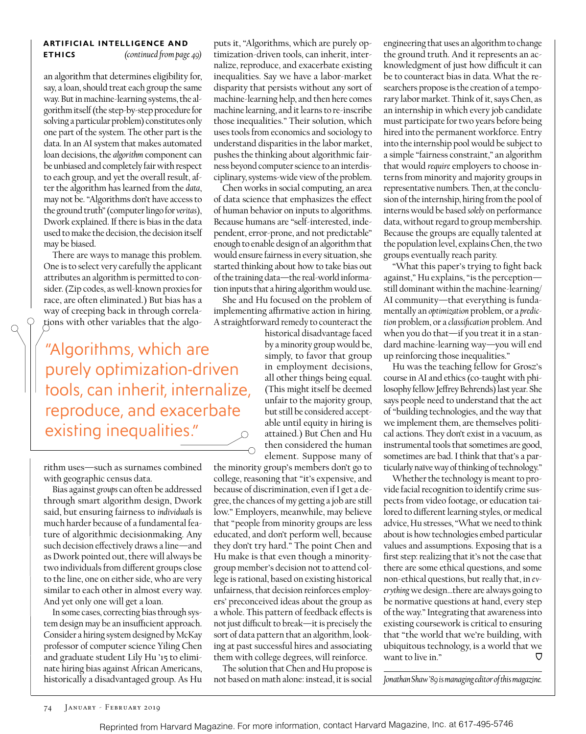**ARTIFICIAL INTELLIGENCE AND ETHICS** *(continued from page 49)*

an algorithm that determines eligibility for, say, a loan, should treat each group the same way. But in machine-learning systems, the algorithm itself (the step-by-step procedure for solving a particular problem) constitutes only one part of the system. The other part is the data. In an AI system that makes automated loan decisions, the *algorithm* component can be unbiased and completely fair with respect to each group, and yet the overall result, after the algorithm has learned from the *data*, may not be. "Algorithms don't have access to the ground truth" (computer lingo for *veritas*), Dwork explained. If there is bias in the data used to make the decision, the decision itself may be biased.

There are ways to manage this problem. One is to select very carefully the applicant attributes an algorithm is permitted to consider. (Zip codes, as well-known proxies for race, are often eliminated.) But bias has a way of creeping back in through correlations with other variables that the algorithm uses—such as surnames combined with geographic census data.

Bias against *groups* can often be addressed through smart algorithm design, Dwork said, but ensuring fairness to *individuals* is much harder because of a fundamental feature of algorithmic decisionmaking. Any such decision effectively draws a line—and as Dwork pointed out, there will always be two individuals from different groups close to the line, one on either side, who are very similar to each other in almost every way. And yet only one will get a loan.

In some cases, correcting bias through system design may be an insufficient approach. Consider a hiring system designed by McKay professor of computer science Yiling Chen and graduate student Lily Hu '15 to eliminate hiring bias against African Americans, historically a disadvantaged group. As Hu puts it, "Algorithms, which are purely optimization-driven tools, can inherit, internalize, reproduce, and exacerbate existing inequalities. Say we have a labor-market disparity that persists without any sort of machine-learning help, and then here comes machine learning, and it learns to re-inscribe those inequalities." Their solution, which uses tools from economics and sociology to understand disparities in the labor market, pushes the thinking about algorithmic fairness beyond computer science to an interdisciplinary, systems-wide view of the problem.

> "Algorithms, which are purely optimization-driven tools, can inherit, internalize, reproduce, and exacerbate existing inequalities."

Chen works in social computing, an area of data science that emphasizes the effect of human behavior on inputs to algorithms. Because humans are "self-interested, independent, error-prone, and not predictable" enough to enable design of an algorithm that would ensure fairness in every situation, she started thinking about how to take bias out of the training data—the real-world information inputs that a hiring algorithm would use.

She and Hu focused on the problem of implementing affirmative action in hiring. A straightforward remedy to counteract the historical disadvantage faced by a minority group would be, simply, to favor that group in employment decisions, all other things being equal. (This might itself be deemed unfair to the majority group, but still be considered acceptable until equity in hiring is attained.) But Chen and Hu then considered the human element. Suppose many of the minority group's members don't go to college, reasoning that "it's expensive, and because of discrimination, even if I get a degree, the chances of my getting a job are still low." Employers, meanwhile, may believe that "people from minority groups are less educated, and don't perform well, because they don't try hard." The point Chen and Hu make is that even though a minority-group member's decision not to attend college is rational, based on existing historical unfairness, that decision reinforces employers' preconceived ideas about the group as a whole. This pattern of feedback effects is not just difficult to break—it is precisely the sort of data pattern that an algorithm, looking at past successful hires and associating them with college degrees, will reinforce.

The solution that Chen and Hu propose is not based on math alone: instead, it is social engineering that uses an algorithm to change the ground truth. And it represents an acknowledgment of just how difficult it can be to counteract bias in data. What the researchers propose is the creation of a temporary labor market. Think of it, says Chen, as an internship in which every job candidate must participate for two years before being hired into the permanent workforce. Entry into the internship pool would be subject to a simple "fairness constraint," an algorithm that would *require* employers to choose interns from minority and majority groups in representative numbers. Then, at the conclusion of the internship, hiring from the pool of interns would be based *solely* on performance data, without regard to group membership. Because the groups are equally talented at the population level, explains Chen, the two groups eventually reach parity.

"What this paper's trying to fight back against," Hu explains, "is the perception—still dominant within the machine-learning/AI community—that everything is fundamentally an *optimization* problem, or a *prediction* problem, or a *classification* problem. And when you do that—if you treat it in a standard machine-learning way—you will end up reinforcing those inequalities."

Hu was the teaching fellow for Grosz's course in AI and ethics (co-taught with philosophy fellow Jeffrey Behrends) last year. She says people need to understand that the act of "building technologies, and the way that we implement them, are themselves political actions. They don't exist in a vacuum, as instrumental tools that sometimes are good, sometimes are bad. I think that that's a particularly naïve way of thinking of technology."

Whether the technology is meant to provide facial recognition to identify crime suspects from video footage, or education tailored to different learning styles, or medical advice, Hu stresses, "What we need to think about is how technologies embed particular values and assumptions. Exposing that is a first step: realizing that it's not the case that there are some ethical questions, and some non-ethical questions, but really that, in *everything* we design…there are always going to be normative questions at hand, every step of the way." Integrating that awareness into existing coursework is critical to ensuring that "the world that we're building, with ubiquitous technology, is a world that we want to live in."

*Jonathan Shaw '89 is managing editor of this magazine.*

Reprinted from Harvard Magazine. For more information, contact Harvard Magazine, Inc. at 617-495-5746